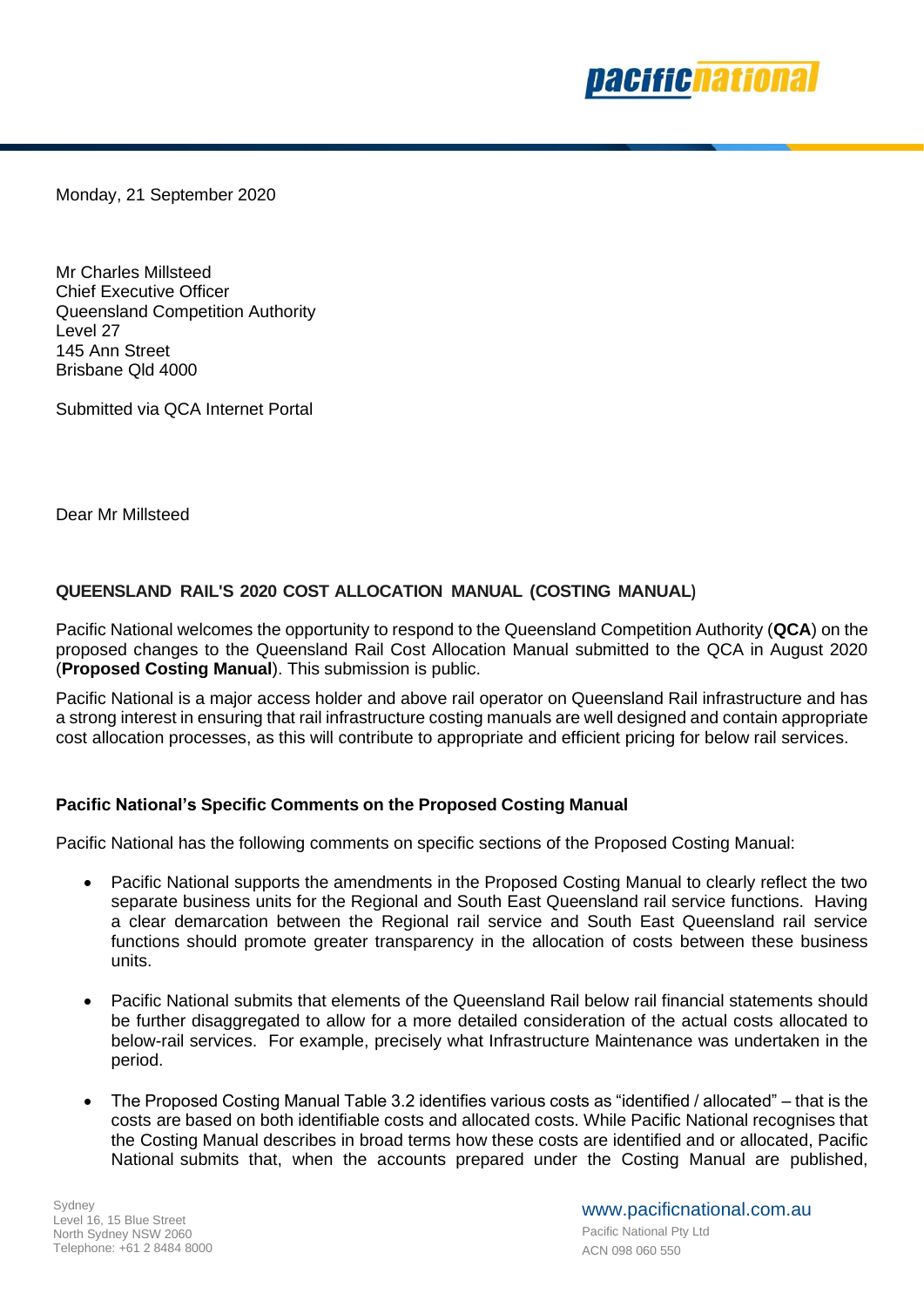Monday, 21 September 2020

Mr Charles Millsteed
Chief Executive Officer
Queensland Competition Authority
Level 27
145 Ann Street
Brisbane Qld 4000

Submitted via QCA Internet Portal

Dear Mr Millsteed

**QUEENSLAND RAIL'S 2020 COST ALLOCATION MANUAL (COSTING MANUAL)**

Pacific National welcomes the opportunity to respond to the Queensland Competition Authority (**QCA**) on the proposed changes to the Queensland Rail Cost Allocation Manual submitted to the QCA in August 2020 (**Proposed Costing Manual**). This submission is public.

Pacific National is a major access holder and above rail operator on Queensland Rail infrastructure and has a strong interest in ensuring that rail infrastructure costing manuals are well designed and contain appropriate cost allocation processes, as this will contribute to appropriate and efficient pricing for below rail services.

**Pacific National's Specific Comments on the Proposed Costing Manual**

Pacific National has the following comments on specific sections of the Proposed Costing Manual:

- Pacific National supports the amendments in the Proposed Costing Manual to clearly reflect the two separate business units for the Regional and South East Queensland rail service functions. Having a clear demarcation between the Regional rail service and South East Queensland rail service functions should promote greater transparency in the allocation of costs between these business units.

- Pacific National submits that elements of the Queensland Rail below rail financial statements should be further disaggregated to allow for a more detailed consideration of the actual costs allocated to below-rail services. For example, precisely what Infrastructure Maintenance was undertaken in the period.

- The Proposed Costing Manual Table 3.2 identifies various costs as "identified / allocated" – that is the costs are based on both identifiable costs and allocated costs. While Pacific National recognises that the Costing Manual describes in broad terms how these costs are identified and or allocated, Pacific National submits that, when the accounts prepared under the Costing Manual are published,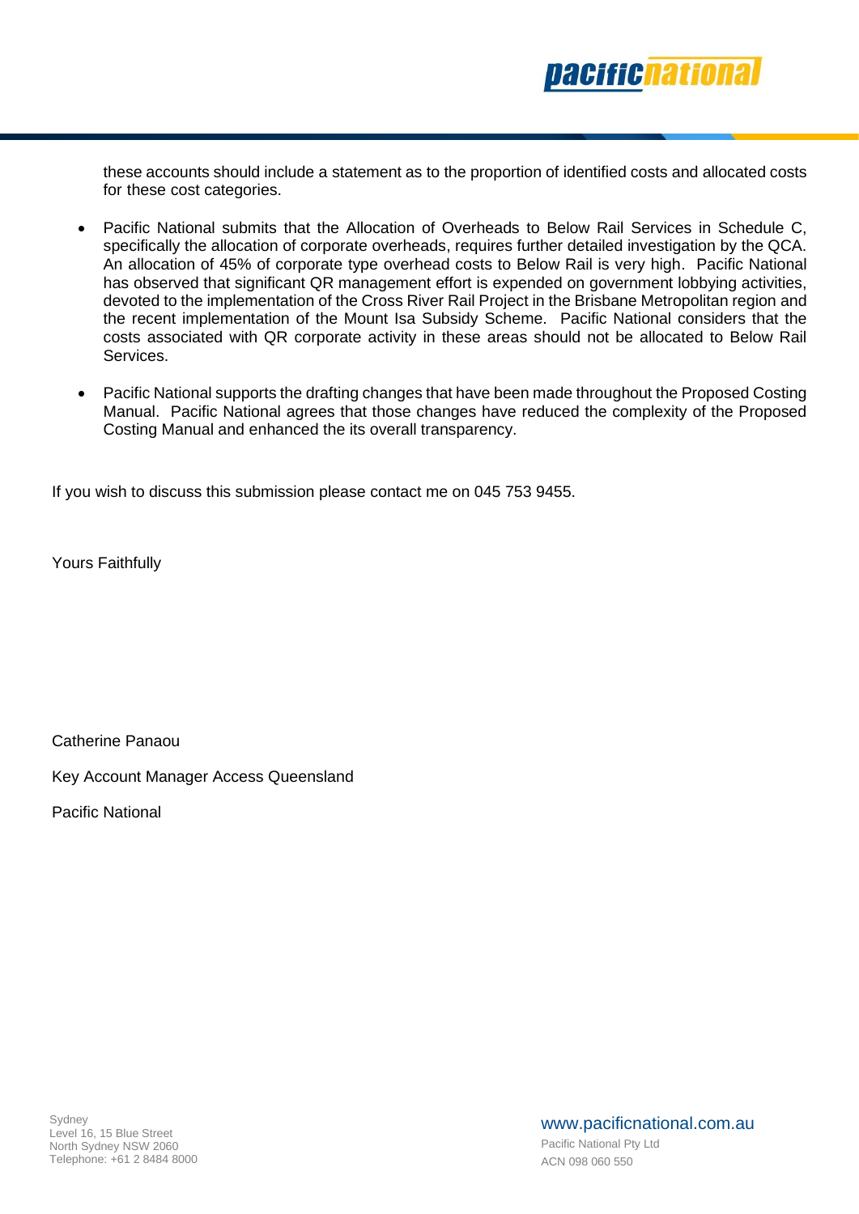these accounts should include a statement as to the proportion of identified costs and allocated costs for these cost categories.

- Pacific National submits that the Allocation of Overheads to Below Rail Services in Schedule C, specifically the allocation of corporate overheads, requires further detailed investigation by the QCA. An allocation of 45% of corporate type overhead costs to Below Rail is very high. Pacific National has observed that significant QR management effort is expended on government lobbying activities, devoted to the implementation of the Cross River Rail Project in the Brisbane Metropolitan region and the recent implementation of the Mount Isa Subsidy Scheme. Pacific National considers that the costs associated with QR corporate activity in these areas should not be allocated to Below Rail Services.

- Pacific National supports the drafting changes that have been made throughout the Proposed Costing Manual. Pacific National agrees that those changes have reduced the complexity of the Proposed Costing Manual and enhanced the its overall transparency.

If you wish to discuss this submission please contact me on 045 753 9455.

Yours Faithfully

Catherine Panaou

Key Account Manager Access Queensland

Pacific National